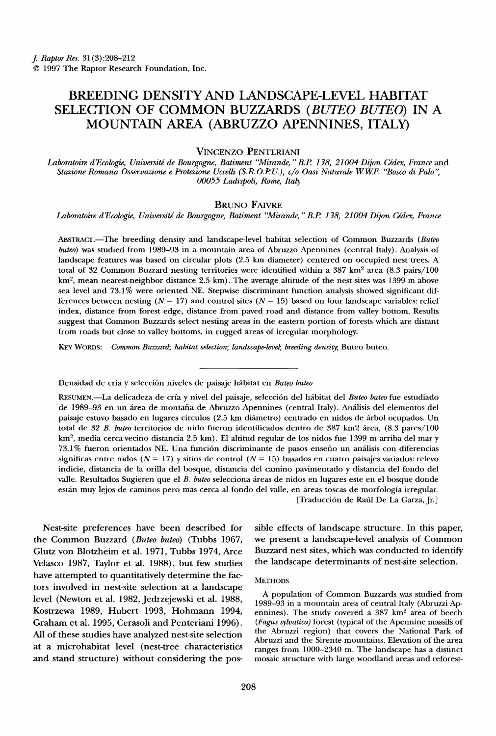# BREEDING DENSITY AND LANDSCAPE-LEVEL HABITAT SELECTION OF COMMON BUZZARDS (*BUTEO BUTEO*) IN A MOUNTAIN AREA (ABRUZZO APENNINES, ITALY)

VINCENZO PENTERIANI

*Laboratoire d'Ecologie, Université de Bourgogne, Batiment "Mirande," B.P. 138, 21004 Dijon Cédex, France* and *Stazione Romana Osservazione e Protezione Uccelli (S.R.O.P.U.), c/o Oasi Naturale W.W.F. "Bosco di Palo", 00055 Ladispoli, Rome, Italy*

BRUNO FAIVRE

*Laboratoire d'Ecologie, Université de Bourgogne, Batiment "Mirande," B.P. 138, 21004 Dijon Cédex, France*

ABSTRACT.—The breeding density and landscape-level habitat selection of Common Buzzards (*Buteo buteo*) was studied from 1989–93 in a mountain area of Abruzzo Apennines (central Italy). Analysis of landscape features was based on circular plots (2.5 km diameter) centered on occupied nest trees. A total of 32 Common Buzzard nesting territories were identified within a 387 km$^2$ area (8.3 pairs/100 km$^2$, mean nearest-neighbor distance 2.5 km). The average altitude of the nest sites was 1399 m above sea level and 73.1% were oriented NE. Stepwise discriminant function analysis showed significant differences between nesting ($N = 17$) and control sites ($N = 15$) based on four landscape variables: relief index, distance from forest edge, distance from paved road and distance from valley bottom. Results suggest that Common Buzzards select nesting areas in the eastern portion of forests which are distant from roads but close to valley bottoms, in rugged areas of irregular morphology.

KEY WORDS: *Common Buzzard; habitat selection; landscape-level; breeding density;* Buteo buteo.

Densidad de cría y selección niveles de paisaje hábitat en *Buteo buteo*

RESUMEN.—La delicadeza de cría y nivel del paisaje, selección del hábitat del *Buteo buteo* fue estudiado de 1989–93 en un área de montaña de Abruzzo Apennines (central Italy). Análisis del elementos del paisaje estuvo basado en lugares círculos (2.5 km diámetro) centrado en nidos de árbol ocupados. Un total de 32 *B. buteo* territorios de nido fueron identificados dentro de 387 km2 área, (8.3 pares/100 km$^2$, media cerca-vecino distancia 2.5 km). El altitud regular de los nidos fue 1399 m arriba del mar y 73.1% fueron orientados NE. Una función discriminante de pasos enseño un análisis con diferencias significas entre nidos ($N = 17$) y sitios de control ($N = 15$) basados en cuatro paisajes variados: relevo indicie, distancia de la orilla del bosque, distancia del camino pavimentado y distancia del fondo del valle. Resultados Sugieren que el *B. buteo* selecciona áreas de nidos en lugares este en el bosque donde están muy lejos de caminos pero mas cerca al fondo del valle, en áreas toscas de morfología irregular.

[Traducción de Raúl De La Garza, Jr.]

---

Nest-site preferences have been described for the Common Buzzard (*Buteo buteo*) (Tubbs 1967, Glutz von Blotzheim et al. 1971, Tubbs 1974, Arce Velasco 1987, Taylor et al. 1988), but few studies have attempted to quantitatively determine the factors involved in nest-site selection at a landscape level (Newton et al. 1982, Jedrzejewski et al. 1988, Kostrzewa 1989, Hubert 1993, Hohmann 1994, Graham et al. 1995, Cerasoli and Penteriani 1996). All of these studies have analyzed nest-site selection at a microhabitat level (nest-tree characteristics and stand structure) without considering the possible effects of landscape structure. In this paper, we present a landscape-level analysis of Common Buzzard nest sites, which was conducted to identify the landscape determinants of nest-site selection.

## METHODS

A population of Common Buzzards was studied from 1989–93 in a mountain area of central Italy (Abruzzi Apennines). The study covered a 387 km$^2$ area of beech (*Fagus sylvatica*) forest (typical of the Apennine massifs of the Abruzzi region) that covers the National Park of Abruzzi and the Sirente mountains. Elevation of the area ranges from 1000–2340 m. The landscape has a distinct mosaic structure with large woodland areas and reforest-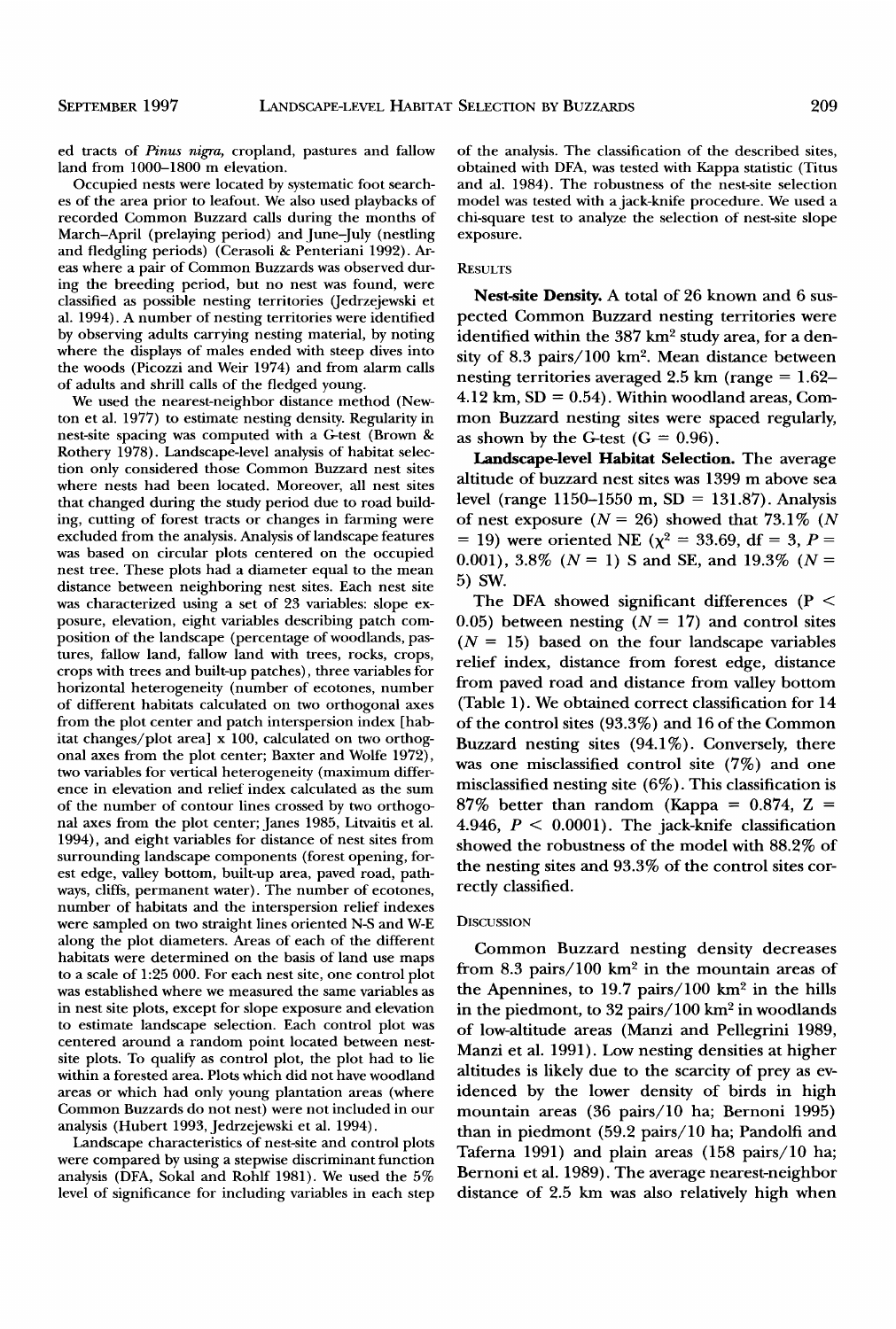ed tracts of *Pinus nigra*, cropland, pastures and fallow land from 1000–1800 m elevation.

Occupied nests were located by systematic foot searches of the area prior to leafout. We also used playbacks of recorded Common Buzzard calls during the months of March–April (prelaying period) and June–July (nestling and fledgling periods) (Cerasoli & Penteriani 1992). Areas where a pair of Common Buzzards was observed during the breeding period, but no nest was found, were classified as possible nesting territories (Jedrzejewski et al. 1994). A number of nesting territories were identified by observing adults carrying nesting material, by noting where the displays of males ended with steep dives into the woods (Picozzi and Weir 1974) and from alarm calls of adults and shrill calls of the fledged young.

We used the nearest-neighbor distance method (Newton et al. 1977) to estimate nesting density. Regularity in nest-site spacing was computed with a G-test (Brown & Rothery 1978). Landscape-level analysis of habitat selection only considered those Common Buzzard nest sites where nests had been located. Moreover, all nest sites that changed during the study period due to road building, cutting of forest tracts or changes in farming were excluded from the analysis. Analysis of landscape features was based on circular plots centered on the occupied nest tree. These plots had a diameter equal to the mean distance between neighboring nest sites. Each nest site was characterized using a set of 23 variables: slope exposure, elevation, eight variables describing patch composition of the landscape (percentage of woodlands, pastures, fallow land, fallow land with trees, rocks, crops, crops with trees and built-up patches), three variables for horizontal heterogeneity (number of ecotones, number of different habitats calculated on two orthogonal axes from the plot center and patch interspersion index [habitat changes/plot area] x 100, calculated on two orthogonal axes from the plot center; Baxter and Wolfe 1972), two variables for vertical heterogeneity (maximum difference in elevation and relief index calculated as the sum of the number of contour lines crossed by two orthogonal axes from the plot center; Janes 1985, Litvaitis et al. 1994), and eight variables for distance of nest sites from surrounding landscape components (forest opening, forest edge, valley bottom, built-up area, paved road, pathways, cliffs, permanent water). The number of ecotones, number of habitats and the interspersion relief indexes were sampled on two straight lines oriented N-S and W-E along the plot diameters. Areas of each of the different habitats were determined on the basis of land use maps to a scale of 1:25 000. For each nest site, one control plot was established where we measured the same variables as in nest site plots, except for slope exposure and elevation to estimate landscape selection. Each control plot was centered around a random point located between nest-site plots. To qualify as control plot, the plot had to lie within a forested area. Plots which did not have woodland areas or which had only young plantation areas (where Common Buzzards do not nest) were not included in our analysis (Hubert 1993, Jedrzejewski et al. 1994).

Landscape characteristics of nest-site and control plots were compared by using a stepwise discriminant function analysis (DFA, Sokal and Rohlf 1981). We used the 5% level of significance for including variables in each step of the analysis. The classification of the described sites, obtained with DFA, was tested with Kappa statistic (Titus and al. 1984). The robustness of the nest-site selection model was tested with a jack-knife procedure. We used a chi-square test to analyze the selection of nest-site slope exposure.

## Results

**Nest-site Density.** A total of 26 known and 6 suspected Common Buzzard nesting territories were identified within the 387 km$^2$ study area, for a density of 8.3 pairs/100 km$^2$. Mean distance between nesting territories averaged 2.5 km (range = 1.62–4.12 km, SD = 0.54). Within woodland areas, Common Buzzard nesting sites were spaced regularly, as shown by the G-test ($G = 0.96$).

**Landscape-level Habitat Selection.** The average altitude of buzzard nest sites was 1399 m above sea level (range 1150–1550 m, SD = 131.87). Analysis of nest exposure ($N = 26$) showed that 73.1% ($N = 19$) were oriented NE ($\chi^2 = 33.69$, df = 3, $P = 0.001$), 3.8% ($N = 1$) S and SE, and 19.3% ($N = 5$) SW.

The DFA showed significant differences ($P < 0.05$) between nesting ($N = 17$) and control sites ($N = 15$) based on the four landscape variables relief index, distance from forest edge, distance from paved road and distance from valley bottom (Table 1). We obtained correct classification for 14 of the control sites (93.3%) and 16 of the Common Buzzard nesting sites (94.1%). Conversely, there was one misclassified control site (7%) and one misclassified nesting site (6%). This classification is 87% better than random (Kappa = 0.874, $Z = 4.946$, $P < 0.0001$). The jack-knife classification showed the robustness of the model with 88.2% of the nesting sites and 93.3% of the control sites correctly classified.

## Discussion

Common Buzzard nesting density decreases from 8.3 pairs/100 km$^2$ in the mountain areas of the Apennines, to 19.7 pairs/100 km$^2$ in the hills in the piedmont, to 32 pairs/100 km$^2$ in woodlands of low-altitude areas (Manzi and Pellegrini 1989, Manzi et al. 1991). Low nesting densities at higher altitudes is likely due to the scarcity of prey as evidenced by the lower density of birds in high mountain areas (36 pairs/10 ha; Bernoni 1995) than in piedmont (59.2 pairs/10 ha; Pandolfi and Taferna 1991) and plain areas (158 pairs/10 ha; Bernoni et al. 1989). The average nearest-neighbor distance of 2.5 km was also relatively high when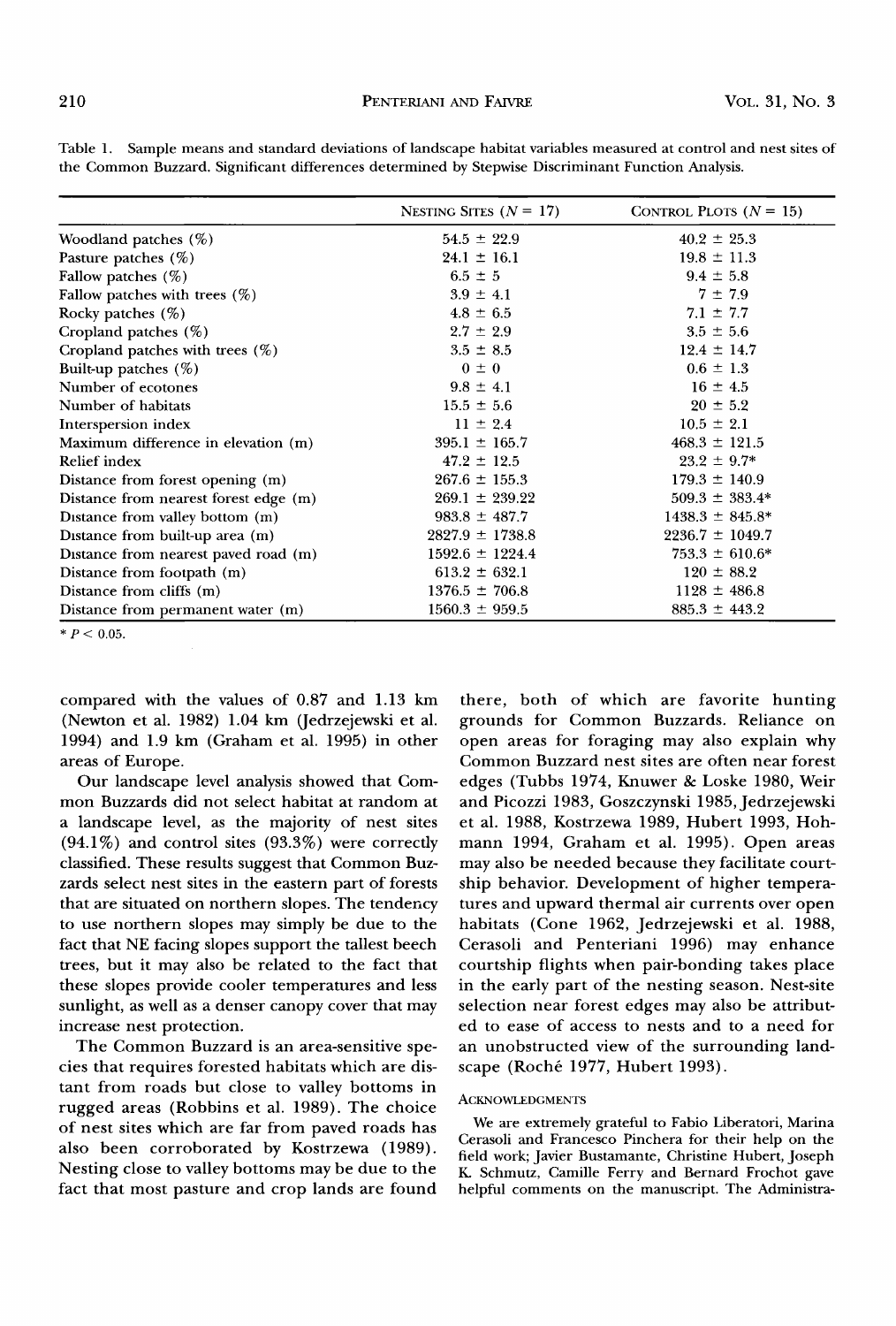Table 1. Sample means and standard deviations of landscape habitat variables measured at control and nest sites of the Common Buzzard. Significant differences determined by Stepwise Discriminant Function Analysis.

| | Nesting Sites ($N$ = 17) | Control Plots ($N$ = 15) |
|---|---|---|
| Woodland patches (%) | 54.5 ± 22.9 | 40.2 ± 25.3 |
| Pasture patches (%) | 24.1 ± 16.1 | 19.8 ± 11.3 |
| Fallow patches (%) | 6.5 ± 5 | 9.4 ± 5.8 |
| Fallow patches with trees (%) | 3.9 ± 4.1 | 7 ± 7.9 |
| Rocky patches (%) | 4.8 ± 6.5 | 7.1 ± 7.7 |
| Cropland patches (%) | 2.7 ± 2.9 | 3.5 ± 5.6 |
| Cropland patches with trees (%) | 3.5 ± 8.5 | 12.4 ± 14.7 |
| Built-up patches (%) | 0 ± 0 | 0.6 ± 1.3 |
| Number of ecotones | 9.8 ± 4.1 | 16 ± 4.5 |
| Number of habitats | 15.5 ± 5.6 | 20 ± 5.2 |
| Interspersion index | 11 ± 2.4 | 10.5 ± 2.1 |
| Maximum difference in elevation (m) | 395.1 ± 165.7 | 468.3 ± 121.5 |
| Relief index | 47.2 ± 12.5 | 23.2 ± 9.7* |
| Distance from forest opening (m) | 267.6 ± 155.3 | 179.3 ± 140.9 |
| Distance from nearest forest edge (m) | 269.1 ± 239.22 | 509.3 ± 383.4* |
| Distance from valley bottom (m) | 983.8 ± 487.7 | 1438.3 ± 845.8* |
| Distance from built-up area (m) | 2827.9 ± 1738.8 | 2236.7 ± 1049.7 |
| Distance from nearest paved road (m) | 1592.6 ± 1224.4 | 753.3 ± 610.6* |
| Distance from footpath (m) | 613.2 ± 632.1 | 120 ± 88.2 |
| Distance from cliffs (m) | 1376.5 ± 706.8 | 1128 ± 486.8 |
| Distance from permanent water (m) | 1560.3 ± 959.5 | 885.3 ± 443.2 |

* $P < 0.05$.

compared with the values of 0.87 and 1.13 km (Newton et al. 1982) 1.04 km (Jedrzejewski et al. 1994) and 1.9 km (Graham et al. 1995) in other areas of Europe.

Our landscape level analysis showed that Common Buzzards did not select habitat at random at a landscape level, as the majority of nest sites (94.1%) and control sites (93.3%) were correctly classified. These results suggest that Common Buzzards select nest sites in the eastern part of forests that are situated on northern slopes. The tendency to use northern slopes may simply be due to the fact that NE facing slopes support the tallest beech trees, but it may also be related to the fact that these slopes provide cooler temperatures and less sunlight, as well as a denser canopy cover that may increase nest protection.

The Common Buzzard is an area-sensitive species that requires forested habitats which are distant from roads but close to valley bottoms in rugged areas (Robbins et al. 1989). The choice of nest sites which are far from paved roads has also been corroborated by Kostrzewa (1989). Nesting close to valley bottoms may be due to the fact that most pasture and crop lands are found there, both of which are favorite hunting grounds for Common Buzzards. Reliance on open areas for foraging may also explain why Common Buzzard nest sites are often near forest edges (Tubbs 1974, Knuwer & Loske 1980, Weir and Picozzi 1983, Goszczynski 1985, Jedrzejewski et al. 1988, Kostrzewa 1989, Hubert 1993, Hohmann 1994, Graham et al. 1995). Open areas may also be needed because they facilitate courtship behavior. Development of higher temperatures and upward thermal air currents over open habitats (Cone 1962, Jedrzejewski et al. 1988, Cerasoli and Penteriani 1996) may enhance courtship flights when pair-bonding takes place in the early part of the nesting season. Nest-site selection near forest edges may also be attributed to ease of access to nests and to a need for an unobstructed view of the surrounding landscape (Roché 1977, Hubert 1993).

## Acknowledgments

We are extremely grateful to Fabio Liberatori, Marina Cerasoli and Francesco Pinchera for their help on the field work; Javier Bustamante, Christine Hubert, Joseph K. Schmutz, Camille Ferry and Bernard Frochot gave helpful comments on the manuscript. The Administra-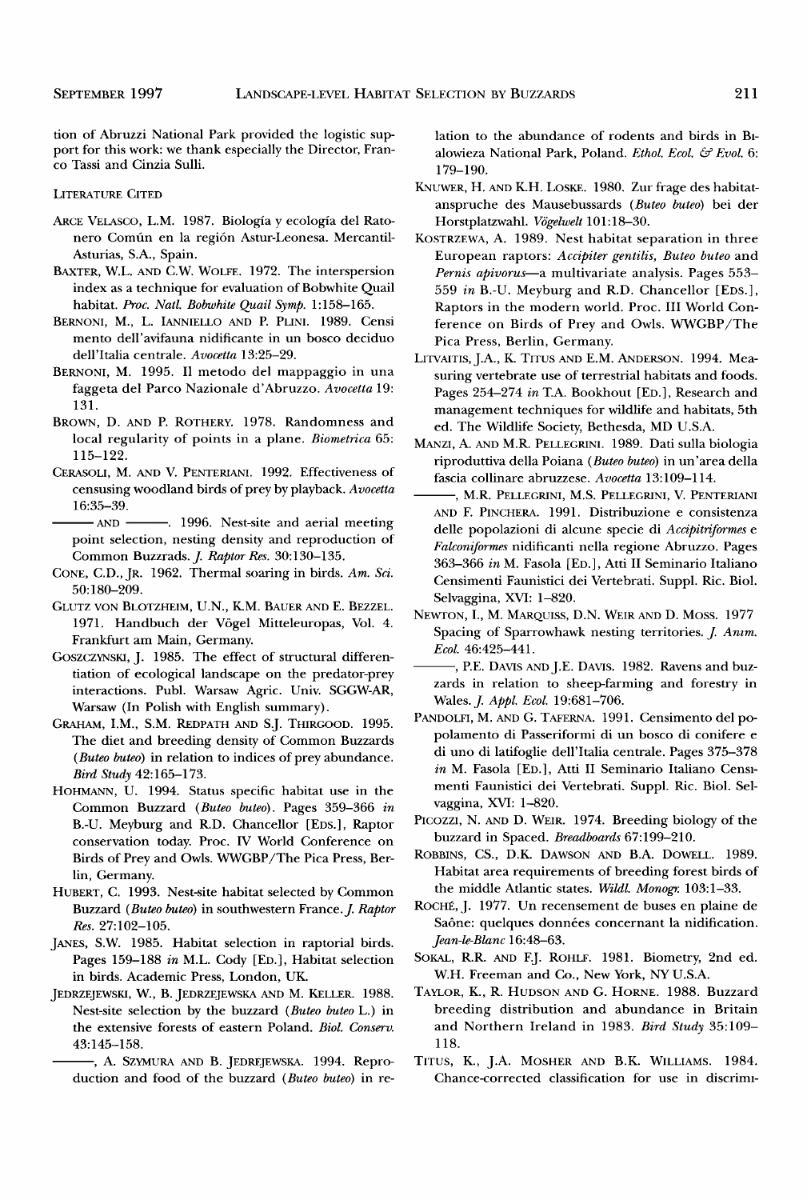tion of Abruzzi National Park provided the logistic support for this work: we thank especially the Director, Franco Tassi and Cinzia Sulli.

## Literature Cited

Arce Velasco, L.M. 1987. Biología y ecología del Ratonero Común en la región Astur-Leonesa. Mercantil-Asturias, S.A., Spain.

Baxter, W.L. and C.W. Wolfe. 1972. The interspersion index as a technique for evaluation of Bobwhite Quail habitat. *Proc. Natl. Bobwhite Quail Symp.* 1:158–165.

Bernoni, M., L. Ianniello and P. Plini. 1989. Censimento dell'avifauna nidificante in un bosco deciduo dell'Italia centrale. *Avocetta* 13:25–29.

Bernoni, M. 1995. Il metodo del mappaggio in una faggeta del Parco Nazionale d'Abruzzo. *Avocetta* 19: 131.

Brown, D. and P. Rothery. 1978. Randomness and local regularity of points in a plane. *Biometrica* 65: 115–122.

Cerasoli, M. and V. Penteriani. 1992. Effectiveness of censusing woodland birds of prey by playback. *Avocetta* 16:35–39.

——— and ———. 1996. Nest-site and aerial meeting point selection, nesting density and reproduction of Common Buzzrads. *J. Raptor Res.* 30:130–135.

Cone, C.D., Jr. 1962. Thermal soaring in birds. *Am. Sci.* 50:180–209.

Glutz von Blotzheim, U.N., K.M. Bauer and E. Bezzel. 1971. Handbuch der Vögel Mitteleuropas, Vol. 4. Frankfurt am Main, Germany.

Goszczynski, J. 1985. The effect of structural differentiation of ecological landscape on the predator-prey interactions. Publ. Warsaw Agric. Univ. SGGW-AR, Warsaw (In Polish with English summary).

Graham, I.M., S.M. Redpath and S.J. Thirgood. 1995. The diet and breeding density of Common Buzzards (*Buteo buteo*) in relation to indices of prey abundance. *Bird Study* 42:165–173.

Hohmann, U. 1994. Status specific habitat use in the Common Buzzard (*Buteo buteo*). Pages 359–366 *in* B.-U. Meyburg and R.D. Chancellor [Eds.], Raptor conservation today. Proc. IV World Conference on Birds of Prey and Owls. WWGBP/The Pica Press, Berlin, Germany.

Hubert, C. 1993. Nest-site habitat selected by Common Buzzard (*Buteo buteo*) in southwestern France. *J. Raptor Res.* 27:102–105.

Janes, S.W. 1985. Habitat selection in raptorial birds. Pages 159–188 *in* M.L. Cody [Ed.], Habitat selection in birds. Academic Press, London, UK.

Jedrzejewski, W., B. Jedrzejewska and M. Keller. 1988. Nest-site selection by the buzzard (*Buteo buteo* L.) in the extensive forests of eastern Poland. *Biol. Conserv.* 43:145–158.

———, A. Szymura and B. Jedrejewska. 1994. Reproduction and food of the buzzard (*Buteo buteo*) in relation to the abundance of rodents and birds in Bialowieza National Park, Poland. *Ethol. Ecol. & Evol.* 6: 179–190.

Knuwer, H. and K.H. Loske. 1980. Zur frage des habitatanspruche des Mausebussards (*Buteo buteo*) bei der Horstplatzwahl. *Vögelwelt* 101:18–30.

Kostrzewa, A. 1989. Nest habitat separation in three European raptors: *Accipiter gentilis, Buteo buteo* and *Pernis apivorus*—a multivariate analysis. Pages 553–559 *in* B.-U. Meyburg and R.D. Chancellor [Eds.], Raptors in the modern world. Proc. III World Conference on Birds of Prey and Owls. WWGBP/The Pica Press, Berlin, Germany.

Litvaitis, J.A., K. Titus and E.M. Anderson. 1994. Measuring vertebrate use of terrestrial habitats and foods. Pages 254–274 *in* T.A. Bookhout [Ed.], Research and management techniques for wildlife and habitats, 5th ed. The Wildlife Society, Bethesda, MD U.S.A.

Manzi, A. and M.R. Pellegrini. 1989. Dati sulla biologia riproduttiva della Poiana (*Buteo buteo*) in un'area della fascia collinare abruzzese. *Avocetta* 13:109–114.

———, M.R. Pellegrini, M.S. Pellegrini, V. Penteriani and F. Pinchera. 1991. Distribuzione e consistenza delle popolazioni di alcune specie di *Accipitriformes* e *Falconiformes* nidificanti nella regione Abruzzo. Pages 363–366 *in* M. Fasola [Ed.], Atti II Seminario Italiano Censimenti Faunistici dei Vertebrati. Suppl. Ric. Biol. Selvaggina, XVI: 1–820.

Newton, I., M. Marquiss, D.N. Weir and D. Moss. 1977 Spacing of Sparrowhawk nesting territories. *J. Anim. Ecol.* 46:425–441.

———, P.E. Davis and J.E. Davis. 1982. Ravens and buzzards in relation to sheep-farming and forestry in Wales. *J. Appl. Ecol.* 19:681–706.

Pandolfi, M. and G. Taferna. 1991. Censimento del popolamento di Passeriformi di un bosco di conifere e di uno di latifoglie dell'Italia centrale. Pages 375–378 *in* M. Fasola [Ed.], Atti II Seminario Italiano Censimenti Faunistici dei Vertebrati. Suppl. Ric. Biol. Selvaggina, XVI: 1–820.

Picozzi, N. and D. Weir. 1974. Breeding biology of the buzzard in Spaced. *Breadboards* 67:199–210.

Robbins, C.S., D.K. Dawson and B.A. Dowell. 1989. Habitat area requirements of breeding forest birds of the middle Atlantic states. *Wildl. Monogr.* 103:1–33.

Roché, J. 1977. Un recensement de buses en plaine de Saône: quelques données concernant la nidification. *Jean-le-Blanc* 16:48–63.

Sokal, R.R. and F.J. Rohlf. 1981. Biometry, 2nd ed. W.H. Freeman and Co., New York, NY U.S.A.

Taylor, K., R. Hudson and G. Horne. 1988. Buzzard breeding distribution and abundance in Britain and Northern Ireland in 1983. *Bird Study* 35:109–118.

Titus, K., J.A. Mosher and B.K. Williams. 1984. Chance-corrected classification for use in discrimi-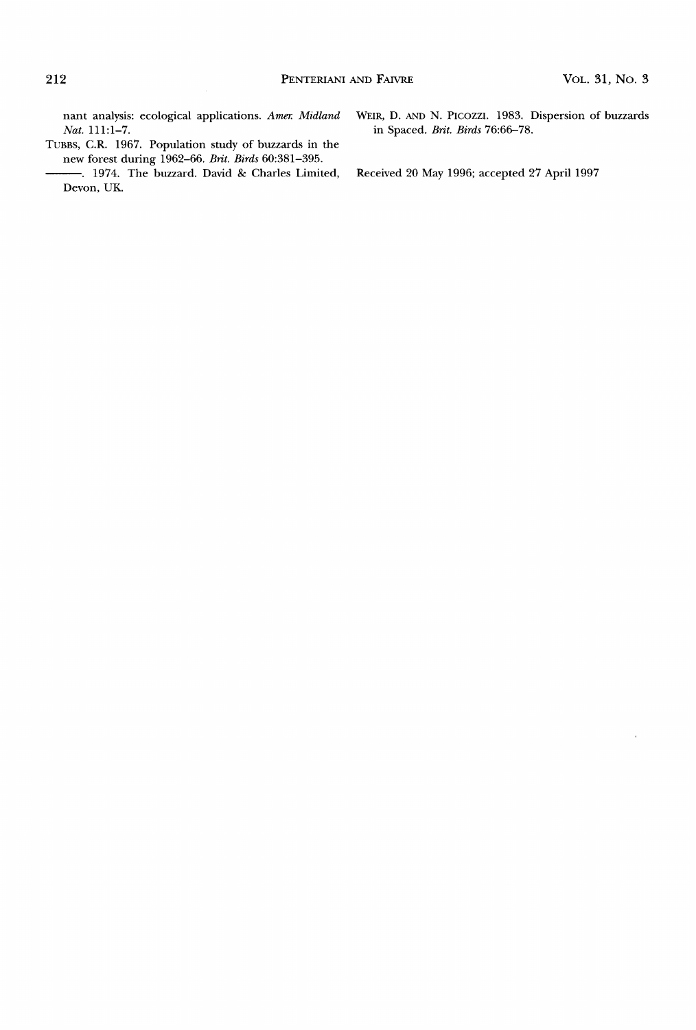nant analysis: ecological applications. *Amer. Midland Nat.* 111:1–7.

TUBBS, C.R. 1967. Population study of buzzards in the new forest during 1962–66. *Brit. Birds* 60:381–395.

———. 1974. The buzzard. David & Charles Limited, Devon, UK.

WEIR, D. AND N. PICOZZI. 1983. Dispersion of buzzards in Spaced. *Brit. Birds* 76:66–78.

Received 20 May 1996; accepted 27 April 1997